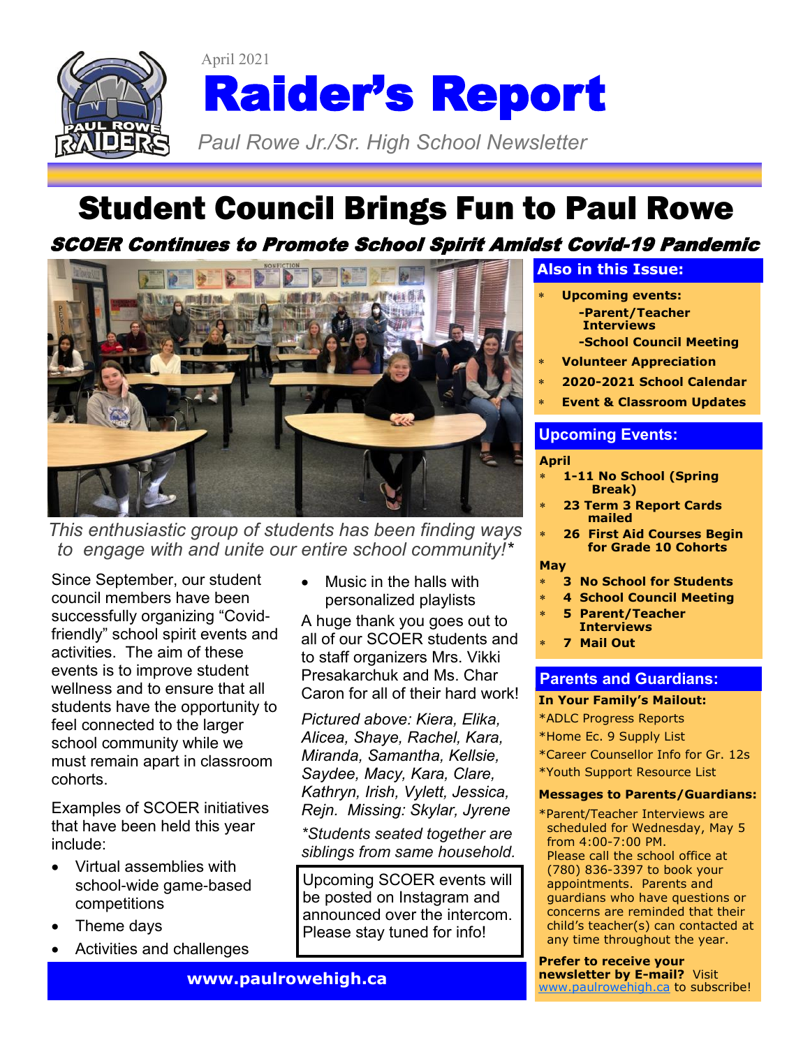April 2021

# Raider's Report

*Paul Rowe Jr./Sr. High School Newsletter*

## Student Council Brings Fun to Paul Rowe

### *SCOER Continues to Promote School Spirit Amidst Covid-19 Pandemic*

*This enthusiastic group of students has been finding ways to engage with and unite our entire school community!\**

Since September, our student council members have been successfully organizing "Covid-friendly" school spirit events and activities. The aim of these events is to improve student wellness and to ensure that all students have the opportunity to feel connected to the larger school community while we must remain apart in classroom cohorts.

Examples of SCOER initiatives that have been held this year include:

- Virtual assemblies with school-wide game-based competitions
- Theme days
- Activities and challenges
- Music in the halls with personalized playlists

A huge thank you goes out to all of our SCOER students and to staff organizers Mrs. Vikki Presakarchuk and Ms. Char Caron for all of their hard work!

*Pictured above: Kiera, Elika, Alicea, Shaye, Rachel, Kara, Miranda, Samantha, Kellsie, Saydee, Macy, Kara, Clare, Kathryn, Irish, Vylett, Jessica, Rejn. Missing: Skylar, Jyrene*

*\*Students seated together are siblings from same household.*

Upcoming SCOER events will be posted on Instagram and announced over the intercom. Please stay tuned for info!

**www.paulrowehigh.ca**

### Also in this Issue:

- **Upcoming events:**
  - **-Parent/Teacher Interviews**
  - **-School Council Meeting**
- **Volunteer Appreciation**
- **2020-2021 School Calendar**
- **Event & Classroom Updates**

### Upcoming Events:

**April**

- **1-11 No School (Spring Break)**
- **23 Term 3 Report Cards mailed**
- **26 First Aid Courses Begin for Grade 10 Cohorts**

**May**

- **3 No School for Students**
- **4 School Council Meeting**
- **5 Parent/Teacher Interviews**
- **7 Mail Out**

### Parents and Guardians:

**In Your Family's Mailout:**

*ADLC Progress Reports
*Home Ec. 9 Supply List
*Career Counsellor Info for Gr. 12s
*Youth Support Resource List

**Messages to Parents/Guardians:**

*Parent/Teacher Interviews are scheduled for Wednesday, May 5 from 4:00-7:00 PM. Please call the school office at (780) 836-3397 to book your appointments. Parents and guardians who have questions or concerns are reminded that their child's teacher(s) can contacted at any time throughout the year.

**Prefer to receive your newsletter by E-mail?** Visit www.paulrowehigh.ca to subscribe!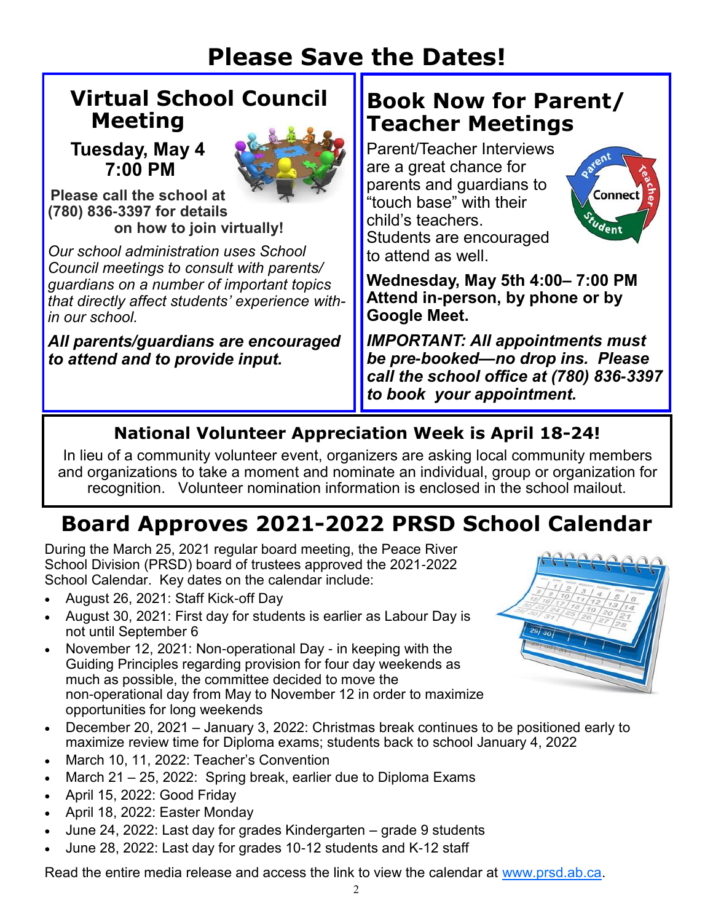# Please Save the Dates!

## Virtual School Council Meeting

**Tuesday, May 4**
**7:00 PM**

**Please call the school at (780) 836-3397 for details on how to join virtually!**

*Our school administration uses School Council meetings to consult with parents/ guardians on a number of important topics that directly affect students' experience within our school.*

***All parents/guardians are encouraged to attend and to provide input.***

## Book Now for Parent/ Teacher Meetings

Parent/Teacher Interviews are a great chance for parents and guardians to "touch base" with their child's teachers. Students are encouraged to attend as well.

**Wednesday, May 5th 4:00– 7:00 PM**
**Attend in-person, by phone or by Google Meet.**

***IMPORTANT: All appointments must be pre-booked—no drop ins. Please call the school office at (780) 836-3397 to book your appointment.***

### National Volunteer Appreciation Week is April 18-24!

In lieu of a community volunteer event, organizers are asking local community members and organizations to take a moment and nominate an individual, group or organization for recognition. Volunteer nomination information is enclosed in the school mailout.

## Board Approves 2021-2022 PRSD School Calendar

During the March 25, 2021 regular board meeting, the Peace River School Division (PRSD) board of trustees approved the 2021-2022 School Calendar. Key dates on the calendar include:

- August 26, 2021: Staff Kick-off Day
- August 30, 2021: First day for students is earlier as Labour Day is not until September 6
- November 12, 2021: Non-operational Day - in keeping with the Guiding Principles regarding provision for four day weekends as much as possible, the committee decided to move the non-operational day from May to November 12 in order to maximize opportunities for long weekends
- December 20, 2021 – January 3, 2022: Christmas break continues to be positioned early to maximize review time for Diploma exams; students back to school January 4, 2022
- March 10, 11, 2022: Teacher's Convention
- March 21 – 25, 2022: Spring break, earlier due to Diploma Exams
- April 15, 2022: Good Friday
- April 18, 2022: Easter Monday
- June 24, 2022: Last day for grades Kindergarten – grade 9 students
- June 28, 2022: Last day for grades 10-12 students and K-12 staff

Read the entire media release and access the link to view the calendar at www.prsd.ab.ca.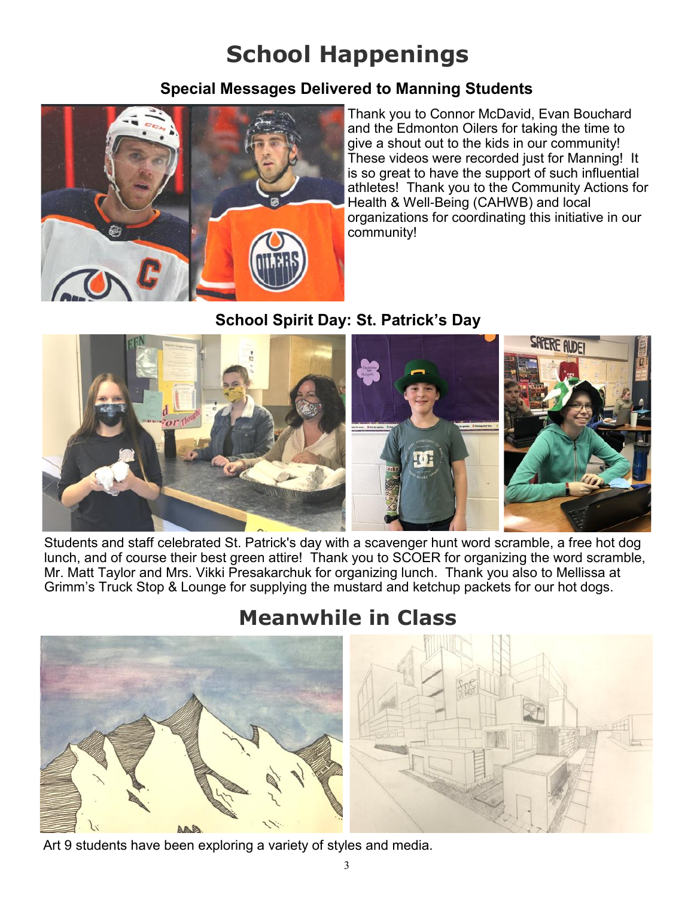# School Happenings

### Special Messages Delivered to Manning Students

Thank you to Connor McDavid, Evan Bouchard and the Edmonton Oilers for taking the time to give a shout out to the kids in our community! These videos were recorded just for Manning! It is so great to have the support of such influential athletes! Thank you to the Community Actions for Health & Well-Being (CAHWB) and local organizations for coordinating this initiative in our community!

### School Spirit Day: St. Patrick's Day

Students and staff celebrated St. Patrick's day with a scavenger hunt word scramble, a free hot dog lunch, and of course their best green attire! Thank you to SCOER for organizing the word scramble, Mr. Matt Taylor and Mrs. Vikki Presakarchuk for organizing lunch. Thank you also to Mellissa at Grimm's Truck Stop & Lounge for supplying the mustard and ketchup packets for our hot dogs.

# Meanwhile in Class

Art 9 students have been exploring a variety of styles and media.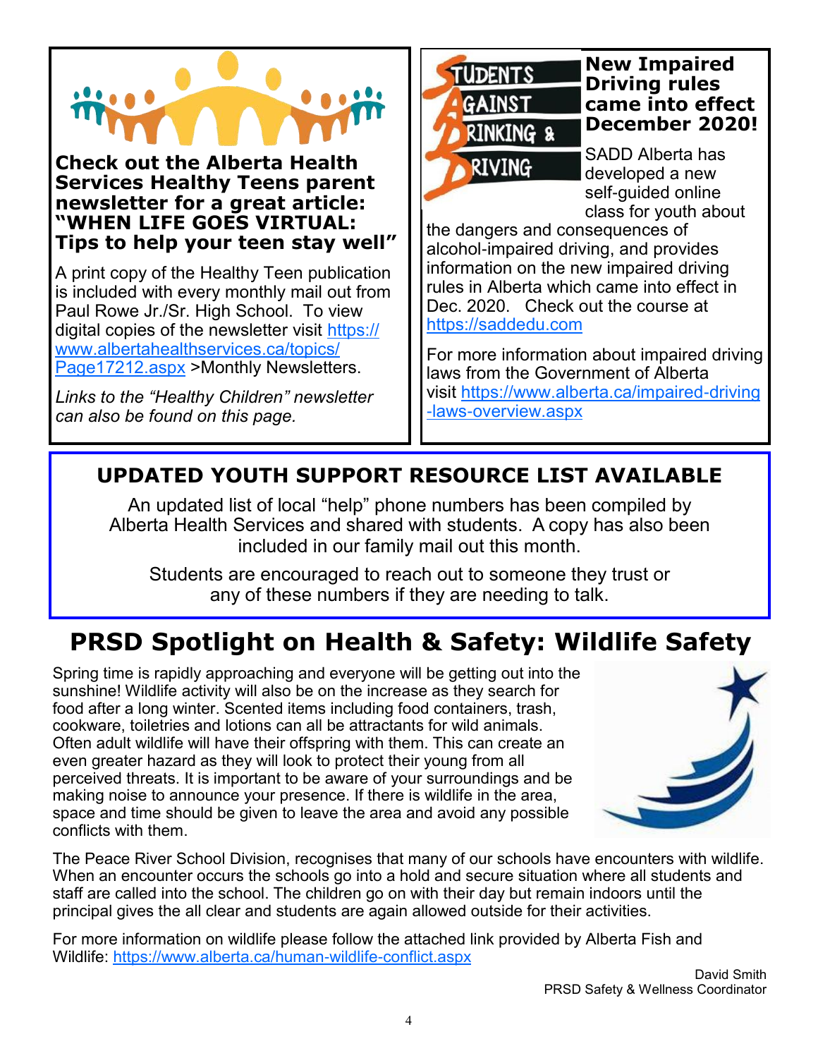**Check out the Alberta Health Services Healthy Teens parent newsletter for a great article: "WHEN LIFE GOES VIRTUAL: Tips to help your teen stay well"**

A print copy of the Healthy Teen publication is included with every monthly mail out from Paul Rowe Jr./Sr. High School. To view digital copies of the newsletter visit https://www.albertahealthservices.ca/topics/Page17212.aspx >Monthly Newsletters.

*Links to the "Healthy Children" newsletter can also be found on this page.*

STUDENTS AGAINST DRINKING & DRIVING

**New Impaired Driving rules came into effect December 2020!**

SADD Alberta has developed a new self-guided online class for youth about the dangers and consequences of alcohol-impaired driving, and provides information on the new impaired driving rules in Alberta which came into effect in Dec. 2020. Check out the course at https://saddedu.com

For more information about impaired driving laws from the Government of Alberta visit https://www.alberta.ca/impaired-driving-laws-overview.aspx

## UPDATED YOUTH SUPPORT RESOURCE LIST AVAILABLE

An updated list of local "help" phone numbers has been compiled by Alberta Health Services and shared with students. A copy has also been included in our family mail out this month.

Students are encouraged to reach out to someone they trust or any of these numbers if they are needing to talk.

# PRSD Spotlight on Health & Safety: Wildlife Safety

Spring time is rapidly approaching and everyone will be getting out into the sunshine! Wildlife activity will also be on the increase as they search for food after a long winter. Scented items including food containers, trash, cookware, toiletries and lotions can all be attractants for wild animals. Often adult wildlife will have their offspring with them. This can create an even greater hazard as they will look to protect their young from all perceived threats. It is important to be aware of your surroundings and be making noise to announce your presence. If there is wildlife in the area, space and time should be given to leave the area and avoid any possible conflicts with them.

The Peace River School Division, recognises that many of our schools have encounters with wildlife. When an encounter occurs the schools go into a hold and secure situation where all students and staff are called into the school. The children go on with their day but remain indoors until the principal gives the all clear and students are again allowed outside for their activities.

For more information on wildlife please follow the attached link provided by Alberta Fish and Wildlife: https://www.alberta.ca/human-wildlife-conflict.aspx

David Smith
PRSD Safety & Wellness Coordinator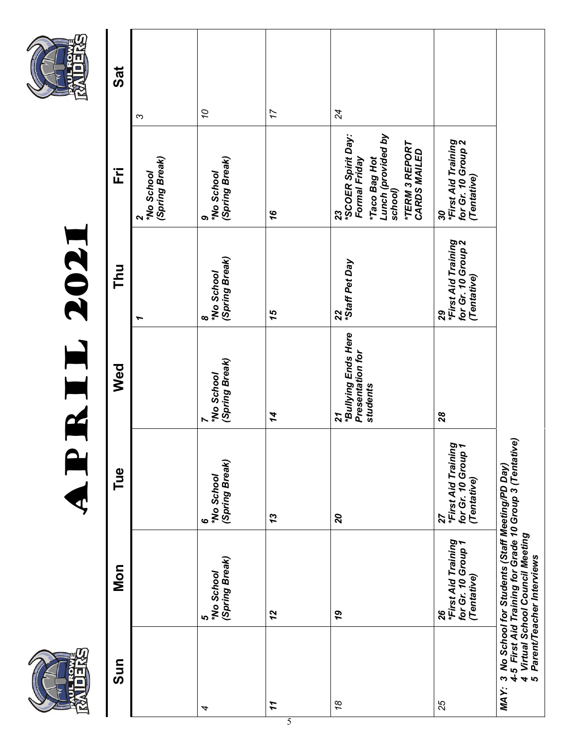# APRIL 2021

| Sun | Mon | Tue | Wed | Thu | Fri | Sat |
|---|---|---|---|---|---|---|
| | | | | 1 | 2 *No School (Spring Break) | 3 |
| 4 | 5 *No School (Spring Break) | 6 *No School (Spring Break) | 7 *No School (Spring Break) | 8 *No School (Spring Break) | 9 *No School (Spring Break) | 10 |
| 11 | 12 | 13 | 14 | 15 | 16 | 17 |
| 18 | 19 | 20 | 21 *Bullying Ends Here Presentation for students | 22 *Staff Pet Day | 23 *SCOER Spirit Day: Formal Friday *Taco Bag Hot Lunch (provided by school) *TERM 3 REPORT CARDS MAILED | 24 |
| 25 | 26 *First Aid Training for Gr. 10 Group 1 (Tentative) | 27 *First Aid Training for Gr. 10 Group 1 (Tentative) | 28 | 29 *First Aid Training for Gr. 10 Group 2 (Tentative) | 30 *First Aid Training for Gr. 10 Group 2 (Tentative) | |

MAY: 3 No School for Students (Staff Meeting/PD Day)
4-5 First Aid Training for Grade 10 Group 3 (Tentative)
4 Virtual School Council Meeting
5 Parent/Teacher Interviews